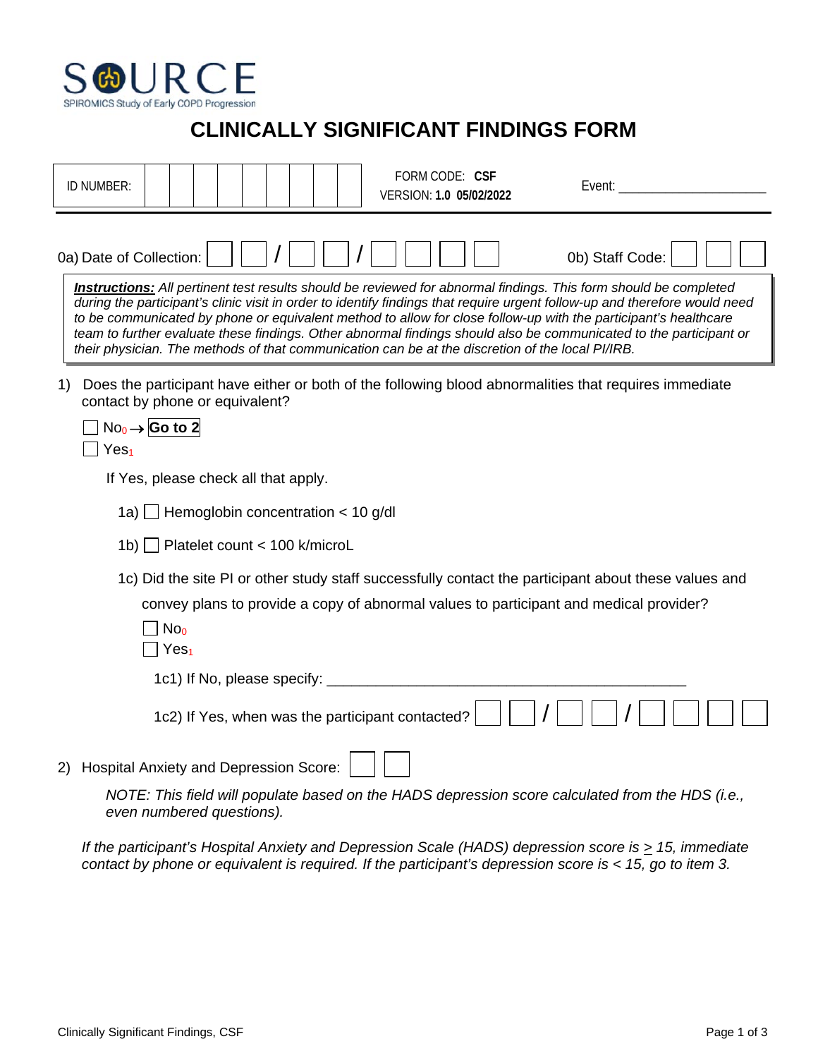SOURCE

SPIROMICS Study of Early COPD Progression

# CLINICALLY SIGNIFICANT FINDINGS FORM

| ID NUMBER: | | | | | | | | | | FORM CODE: **CSF** VERSION: **1.0 05/02/2022** | Event: ____________________ |
|---|---|---|---|---|---|---|---|---|---|---|---|

0a) Date of Collection: ☐☐ / ☐☐ / ☐☐☐☐  0b) Staff Code: ☐☐☐

***Instructions:*** *All pertinent test results should be reviewed for abnormal findings. This form should be completed during the participant's clinic visit in order to identify findings that require urgent follow-up and therefore would need to be communicated by phone or equivalent method to allow for close follow-up with the participant's healthcare team to further evaluate these findings. Other abnormal findings should also be communicated to the participant or their physician. The methods of that communication can be at the discretion of the local PI/IRB.*

1) Does the participant have either or both of the following blood abnormalities that requires immediate contact by phone or equivalent?

☐ No 0 → **Go to 2**
☐ Yes 1

If Yes, please check all that apply.

1a) ☐ Hemoglobin concentration < 10 g/dl

1b) ☐ Platelet count < 100 k/microL

1c) Did the site PI or other study staff successfully contact the participant about these values and convey plans to provide a copy of abnormal values to participant and medical provider?

☐ No 0
☐ Yes 1

1c1) If No, please specify: ____________________________________________

1c2) If Yes, when was the participant contacted? ☐☐ / ☐☐ / ☐☐☐☐

2) Hospital Anxiety and Depression Score: ☐☐

*NOTE: This field will populate based on the HADS depression score calculated from the HDS (i.e., even numbered questions).*

*If the participant's Hospital Anxiety and Depression Scale (HADS) depression score is ≥ 15, immediate contact by phone or equivalent is required. If the participant's depression score is < 15, go to item 3.*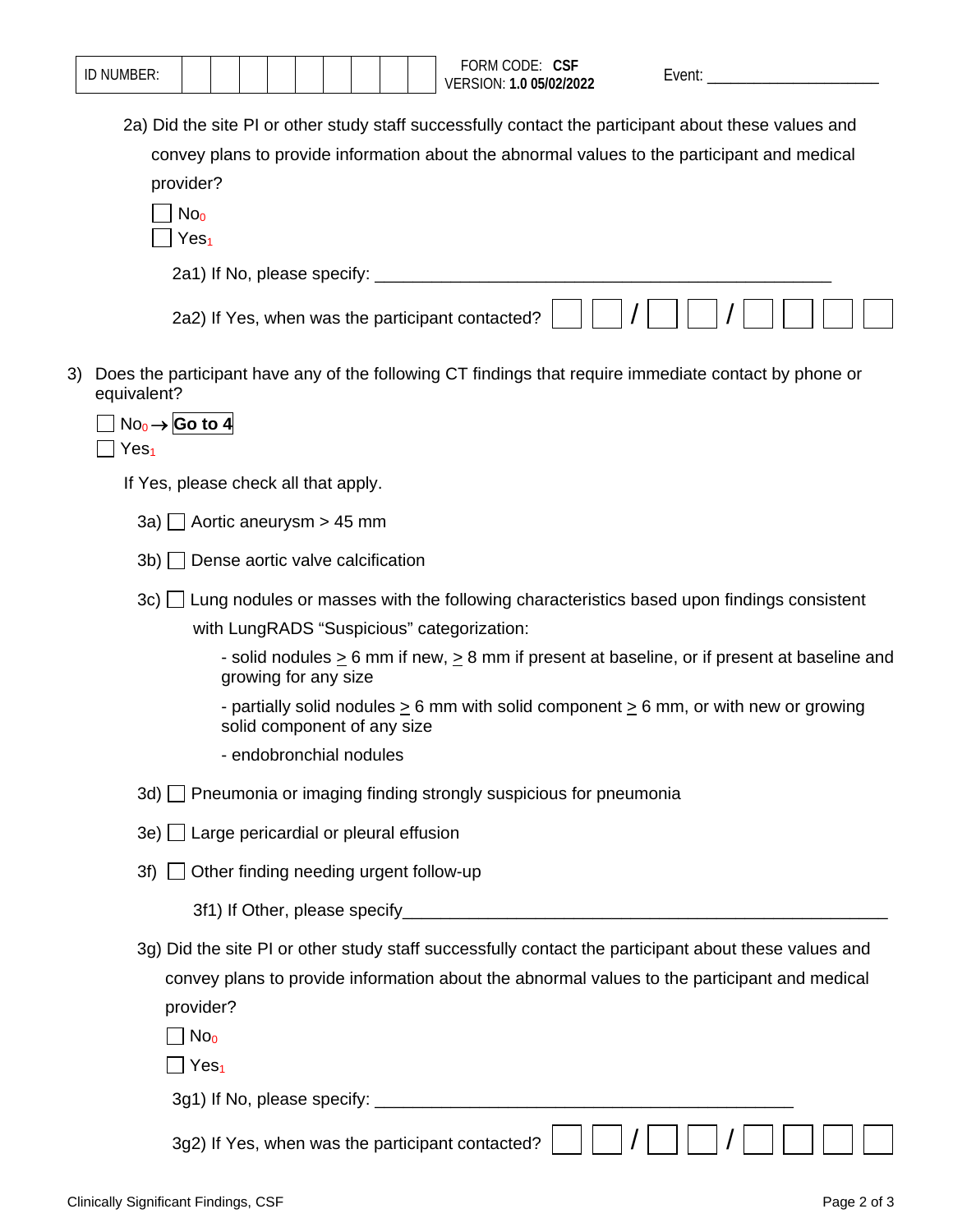| ID NUMBER: | | | | | | | | | | FORM CODE: **CSF** VERSION: **1.0 05/02/2022** | Event: ____________________ |
|---|---|---|---|---|---|---|---|---|---|---|---|

2a) Did the site PI or other study staff successfully contact the participant about these values and convey plans to provide information about the abnormal values to the participant and medical provider?

☐ No$_0$
☐ Yes$_1$

2a1) If No, please specify: ________________________________________________

2a2) If Yes, when was the participant contacted? ☐☐ / ☐☐ / ☐☐☐☐

3) Does the participant have any of the following CT findings that require immediate contact by phone or equivalent?

☐ No$_0$ → **Go to 4**
☐ Yes$_1$

If Yes, please check all that apply.

3a) ☐ Aortic aneurysm > 45 mm

3b) ☐ Dense aortic valve calcification

3c) ☐ Lung nodules or masses with the following characteristics based upon findings consistent with LungRADS "Suspicious" categorization:

- solid nodules ≥ 6 mm if new, ≥ 8 mm if present at baseline, or if present at baseline and growing for any size
- partially solid nodules ≥ 6 mm with solid component ≥ 6 mm, or with new or growing solid component of any size
- endobronchial nodules

3d) ☐ Pneumonia or imaging finding strongly suspicious for pneumonia

3e) ☐ Large pericardial or pleural effusion

3f) ☐ Other finding needing urgent follow-up

3f1) If Other, please specify________________________________________________

3g) Did the site PI or other study staff successfully contact the participant about these values and convey plans to provide information about the abnormal values to the participant and medical provider?

☐ No$_0$
☐ Yes$_1$

3g1) If No, please specify: ______________________________________________

3g2) If Yes, when was the participant contacted? ☐☐ / ☐☐ / ☐☐☐☐

Clinically Significant Findings, CSF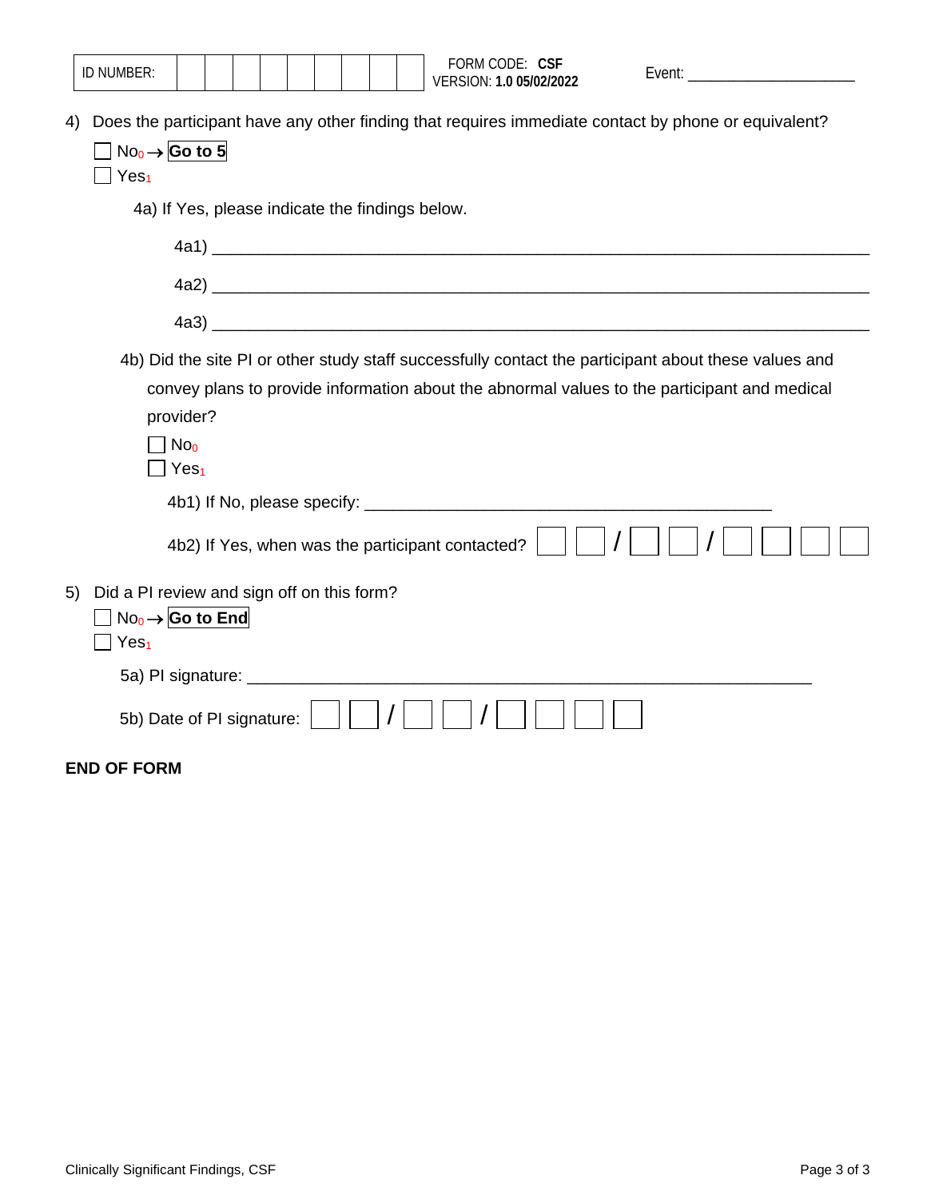| ID NUMBER: | | | | | | | | | |
|---|---|---|---|---|---|---|---|---|---|

FORM CODE: **CSF**
VERSION: **1.0 05/02/2022**

Event: ____________________

4) Does the participant have any other finding that requires immediate contact by phone or equivalent?

☐ No$_0$ → **Go to 5**
☐ Yes$_1$

4a) If Yes, please indicate the findings below.

4a1) ______________________________________________________________________

4a2) ______________________________________________________________________

4a3) ______________________________________________________________________

4b) Did the site PI or other study staff successfully contact the participant about these values and convey plans to provide information about the abnormal values to the participant and medical provider?

☐ No$_0$
☐ Yes$_1$

4b1) If No, please specify: ____________________________________________

4b2) If Yes, when was the participant contacted? ☐☐ / ☐☐ / ☐☐☐☐

5) Did a PI review and sign off on this form?

☐ No$_0$ → **Go to End**
☐ Yes$_1$

5a) PI signature: ____________________________________________________________

5b) Date of PI signature: ☐☐ / ☐☐ / ☐☐☐☐

**END OF FORM**